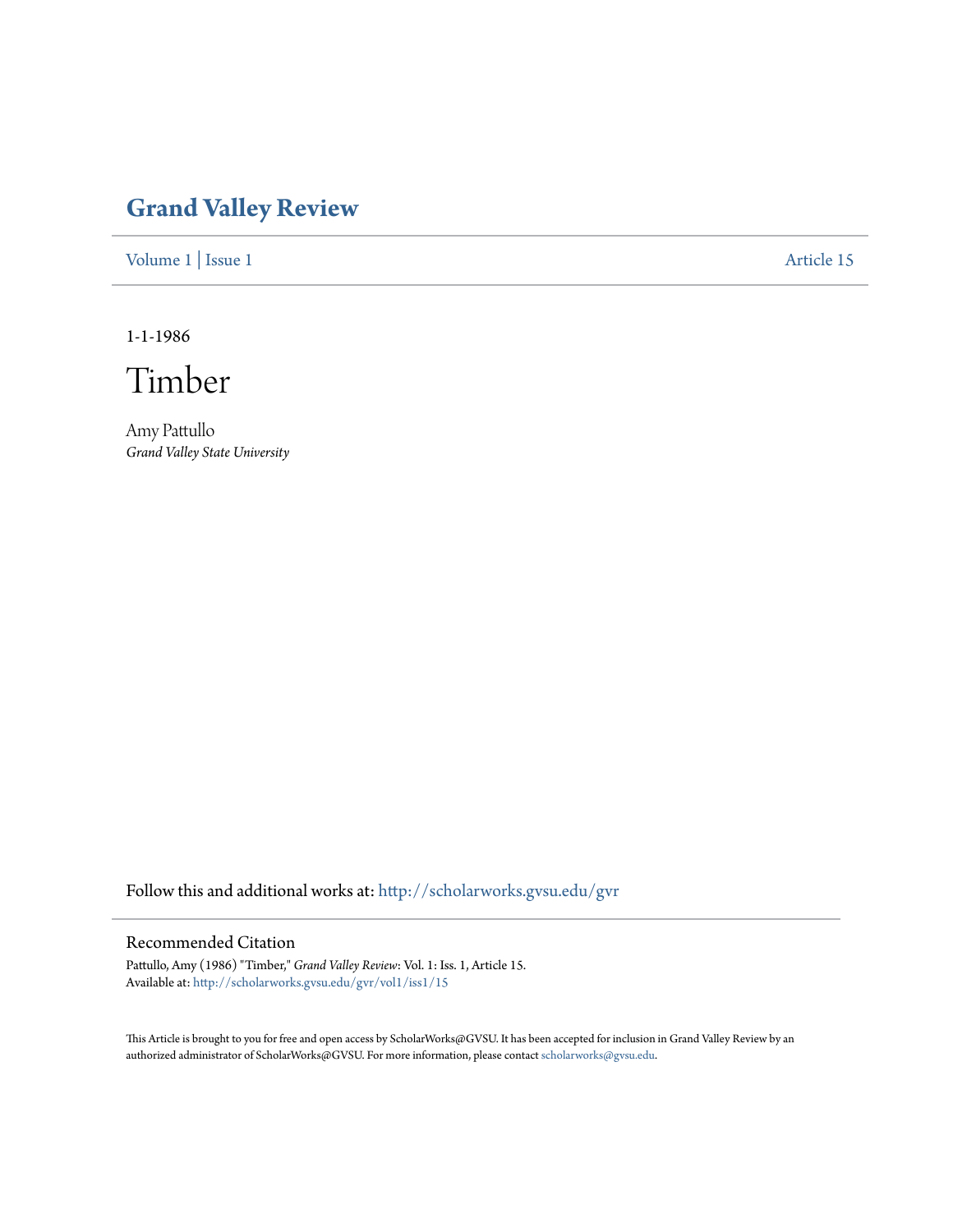# Grand Valley Review

Volume 1 | Issue 1 Article 15

1-1-1986

## Timber

Amy Pattullo
*Grand Valley State University*

Follow this and additional works at: http://scholarworks.gvsu.edu/gvr

### Recommended Citation

Pattullo, Amy (1986) "Timber," *Grand Valley Review*: Vol. 1: Iss. 1, Article 15.
Available at: http://scholarworks.gvsu.edu/gvr/vol1/iss1/15

This Article is brought to you for free and open access by ScholarWorks@GVSU. It has been accepted for inclusion in Grand Valley Review by an authorized administrator of ScholarWorks@GVSU. For more information, please contact scholarworks@gvsu.edu.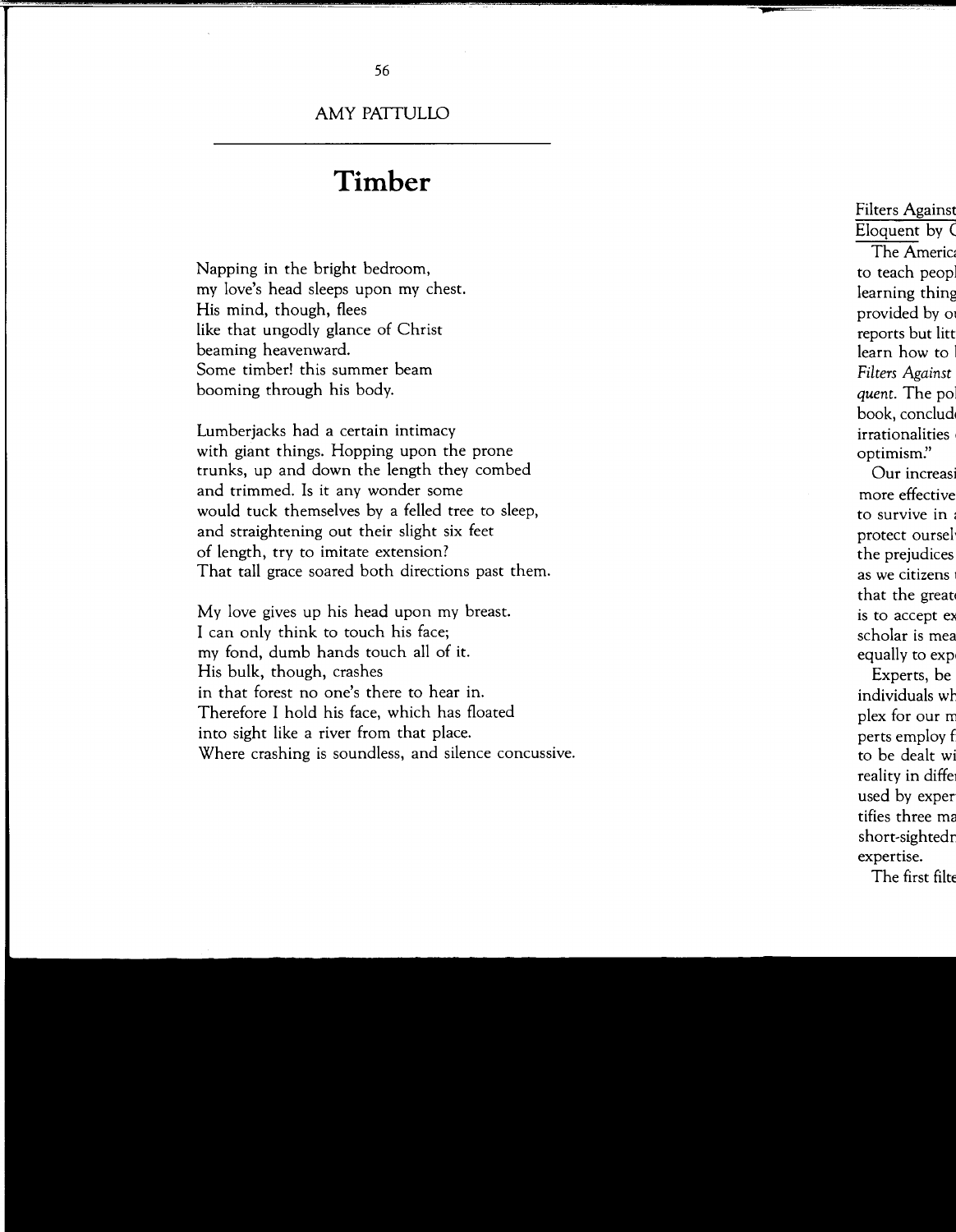AMY PATTULLO

# Timber

Napping in the bright bedroom,
my love's head sleeps upon my chest.
His mind, though, flees
like that ungodly glance of Christ
beaming heavenward.
Some timber! this summer beam
booming through his body.

Lumberjacks had a certain intimacy
with giant things. Hopping upon the prone
trunks, up and down the length they combed
and trimmed. Is it any wonder some
would tuck themselves by a felled tree to sleep,
and straightening out their slight six feet
of length, try to imitate extension?
That tall grace soared both directions past them.

My love gives up his head upon my breast.
I can only think to touch his face;
my fond, dumb hands touch all of it.
His bulk, though, crashes
in that forest no one's there to hear in.
Therefore I hold his face, which has floated
into sight like a river from that place.
Where crashing is soundless, and silence concussive.